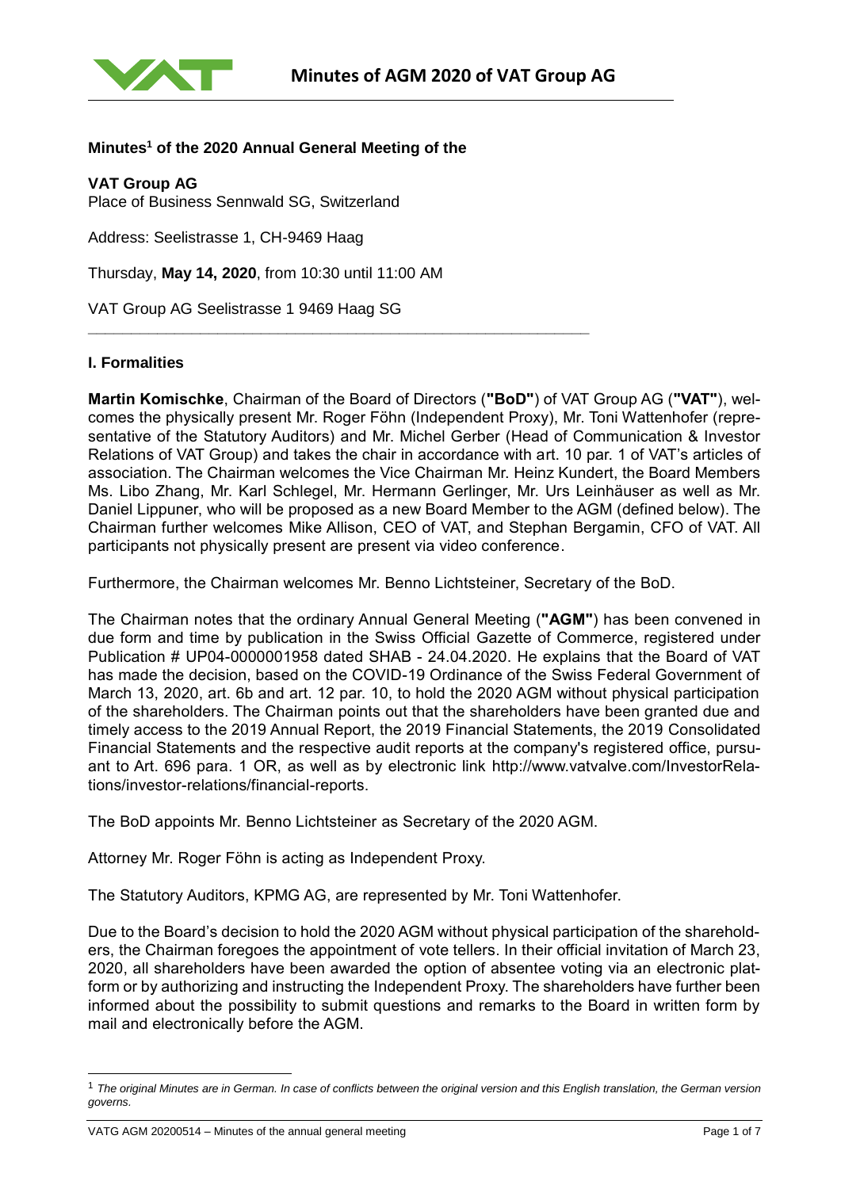**Minutes[1] of the 2020 Annual General Meeting of the**

**VAT Group AG**
Place of Business Sennwald SG, Switzerland

Address: Seelistrasse 1, CH-9469 Haag

Thursday, **May 14, 2020**, from 10:30 until 11:00 AM

VAT Group AG Seelistrasse 1 9469 Haag SG

---

## I. Formalities

**Martin Komischke**, Chairman of the Board of Directors (**"BoD"**) of VAT Group AG (**"VAT"**), welcomes the physically present Mr. Roger Föhn (Independent Proxy), Mr. Toni Wattenhofer (representative of the Statutory Auditors) and Mr. Michel Gerber (Head of Communication & Investor Relations of VAT Group) and takes the chair in accordance with art. 10 par. 1 of VAT's articles of association. The Chairman welcomes the Vice Chairman Mr. Heinz Kundert, the Board Members Ms. Libo Zhang, Mr. Karl Schlegel, Mr. Hermann Gerlinger, Mr. Urs Leinhäuser as well as Mr. Daniel Lippuner, who will be proposed as a new Board Member to the AGM (defined below). The Chairman further welcomes Mike Allison, CEO of VAT, and Stephan Bergamin, CFO of VAT. All participants not physically present are present via video conference.

Furthermore, the Chairman welcomes Mr. Benno Lichtsteiner, Secretary of the BoD.

The Chairman notes that the ordinary Annual General Meeting (**"AGM"**) has been convened in due form and time by publication in the Swiss Official Gazette of Commerce, registered under Publication # UP04-0000001958 dated SHAB - 24.04.2020. He explains that the Board of VAT has made the decision, based on the COVID-19 Ordinance of the Swiss Federal Government of March 13, 2020, art. 6b and art. 12 par. 10, to hold the 2020 AGM without physical participation of the shareholders. The Chairman points out that the shareholders have been granted due and timely access to the 2019 Annual Report, the 2019 Financial Statements, the 2019 Consolidated Financial Statements and the respective audit reports at the company's registered office, pursuant to Art. 696 para. 1 OR, as well as by electronic link http://www.vatvalve.com/InvestorRelations/investor-relations/financial-reports.

The BoD appoints Mr. Benno Lichtsteiner as Secretary of the 2020 AGM.

Attorney Mr. Roger Föhn is acting as Independent Proxy.

The Statutory Auditors, KPMG AG, are represented by Mr. Toni Wattenhofer.

Due to the Board's decision to hold the 2020 AGM without physical participation of the shareholders, the Chairman foregoes the appointment of vote tellers. In their official invitation of March 23, 2020, all shareholders have been awarded the option of absentee voting via an electronic platform or by authorizing and instructing the Independent Proxy. The shareholders have further been informed about the possibility to submit questions and remarks to the Board in written form by mail and electronically before the AGM.

---

[1] *The original Minutes are in German. In case of conflicts between the original version and this English translation, the German version governs.*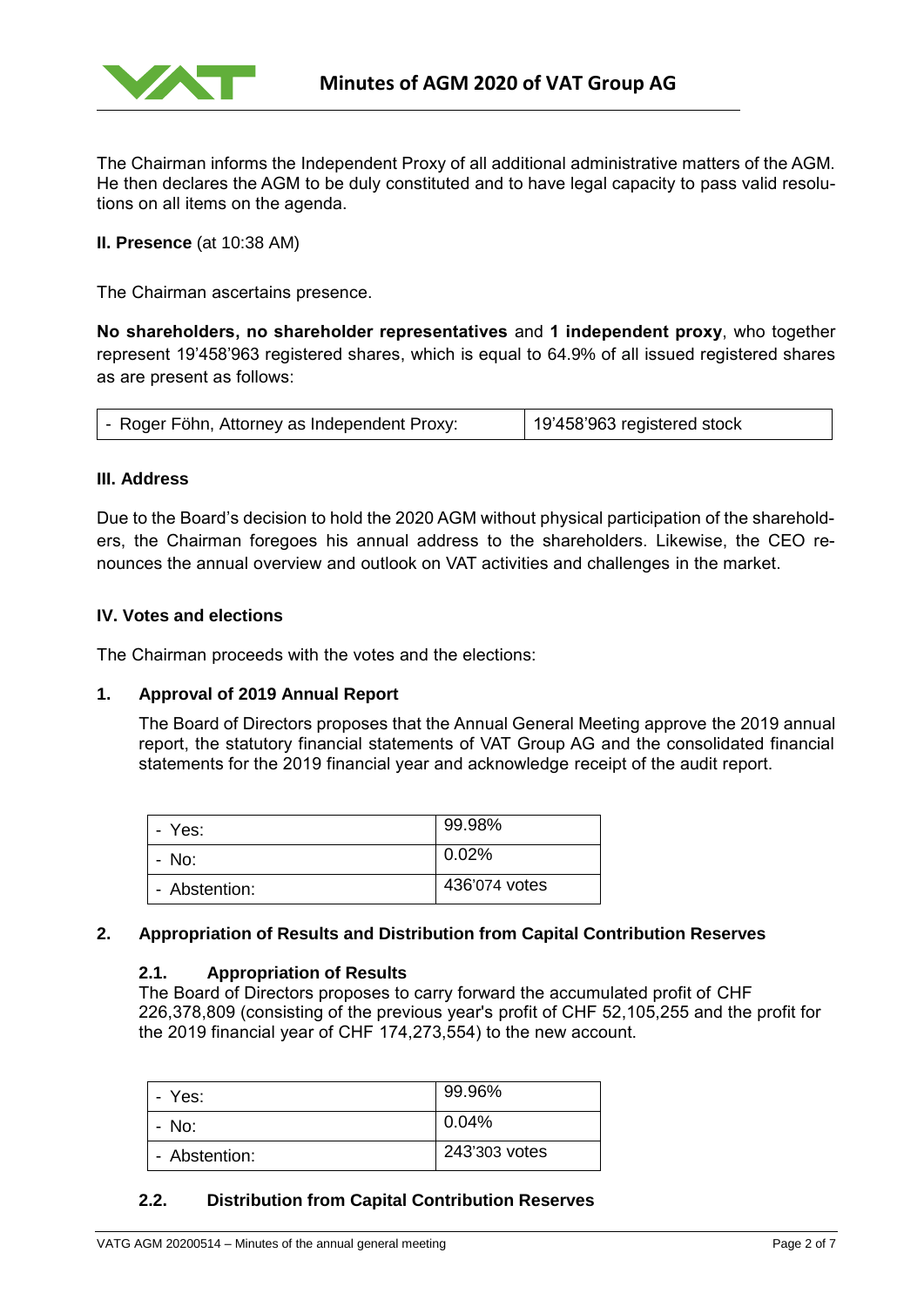The Chairman informs the Independent Proxy of all additional administrative matters of the AGM. He then declares the AGM to be duly constituted and to have legal capacity to pass valid resolutions on all items on the agenda.

**II. Presence** (at 10:38 AM)

The Chairman ascertains presence.

**No shareholders, no shareholder representatives** and **1 independent proxy**, who together represent 19'458'963 registered shares, which is equal to 64.9% of all issued registered shares as are present as follows:

| - Roger Föhn, Attorney as Independent Proxy: | 19'458'963 registered stock |
|---|---|

**III. Address**

Due to the Board's decision to hold the 2020 AGM without physical participation of the shareholders, the Chairman foregoes his annual address to the shareholders. Likewise, the CEO renounces the annual overview and outlook on VAT activities and challenges in the market.

**IV. Votes and elections**

The Chairman proceeds with the votes and the elections:

**1. Approval of 2019 Annual Report**

The Board of Directors proposes that the Annual General Meeting approve the 2019 annual report, the statutory financial statements of VAT Group AG and the consolidated financial statements for the 2019 financial year and acknowledge receipt of the audit report.

| - Yes: | 99.98% |
|---|---|
| - No: | 0.02% |
| - Abstention: | 436'074 votes |

**2. Appropriation of Results and Distribution from Capital Contribution Reserves**

**2.1. Appropriation of Results**

The Board of Directors proposes to carry forward the accumulated profit of CHF 226,378,809 (consisting of the previous year's profit of CHF 52,105,255 and the profit for the 2019 financial year of CHF 174,273,554) to the new account.

| - Yes: | 99.96% |
|---|---|
| - No: | 0.04% |
| - Abstention: | 243'303 votes |

**2.2. Distribution from Capital Contribution Reserves**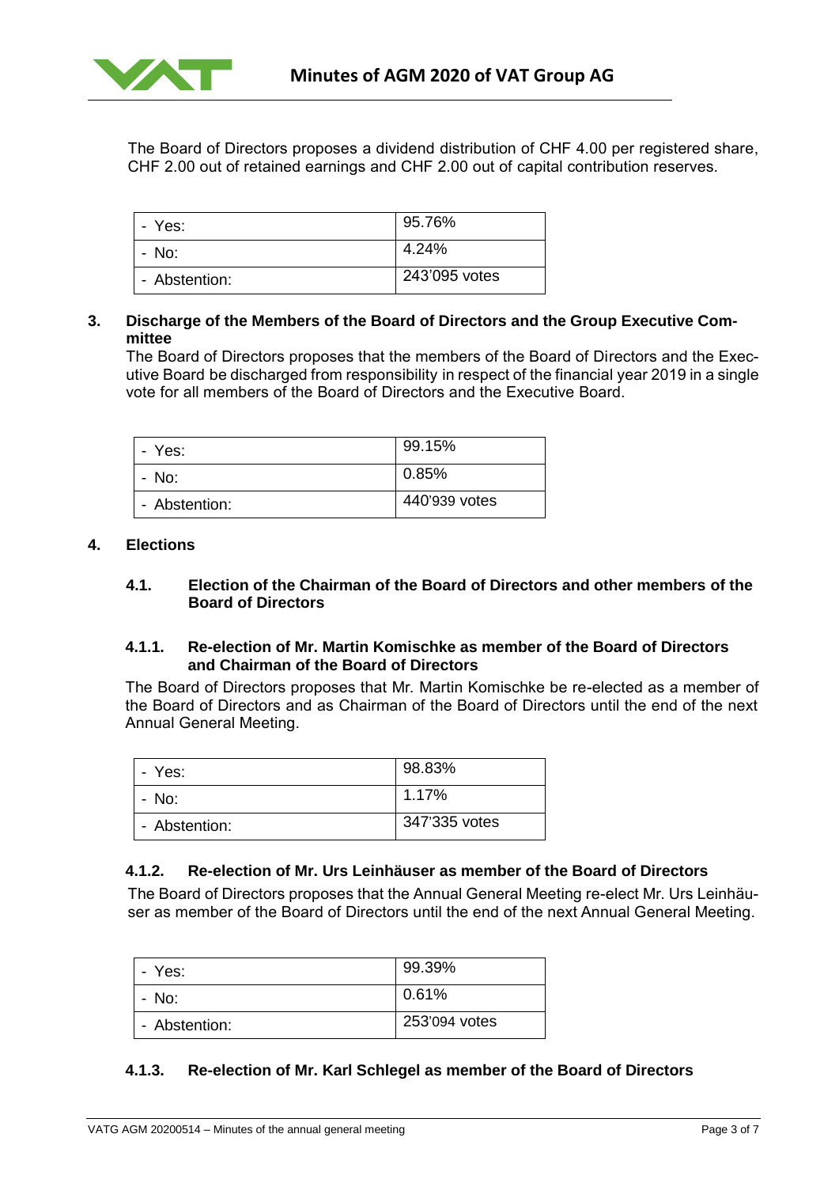The Board of Directors proposes a dividend distribution of CHF 4.00 per registered share, CHF 2.00 out of retained earnings and CHF 2.00 out of capital contribution reserves.

| | |
|---|---|
| - Yes: | 95.76% |
| - No: | 4.24% |
| - Abstention: | 243'095 votes |

### 3. Discharge of the Members of the Board of Directors and the Group Executive Committee

The Board of Directors proposes that the members of the Board of Directors and the Executive Board be discharged from responsibility in respect of the financial year 2019 in a single vote for all members of the Board of Directors and the Executive Board.

| | |
|---|---|
| - Yes: | 99.15% |
| - No: | 0.85% |
| - Abstention: | 440'939 votes |

### 4. Elections

#### 4.1. Election of the Chairman of the Board of Directors and other members of the Board of Directors

#### 4.1.1. Re-election of Mr. Martin Komischke as member of the Board of Directors and Chairman of the Board of Directors

The Board of Directors proposes that Mr. Martin Komischke be re-elected as a member of the Board of Directors and as Chairman of the Board of Directors until the end of the next Annual General Meeting.

| | |
|---|---|
| - Yes: | 98.83% |
| - No: | 1.17% |
| - Abstention: | 347'335 votes |

#### 4.1.2. Re-election of Mr. Urs Leinhäuser as member of the Board of Directors

The Board of Directors proposes that the Annual General Meeting re-elect Mr. Urs Leinhäuser as member of the Board of Directors until the end of the next Annual General Meeting.

| | |
|---|---|
| - Yes: | 99.39% |
| - No: | 0.61% |
| - Abstention: | 253'094 votes |

#### 4.1.3. Re-election of Mr. Karl Schlegel as member of the Board of Directors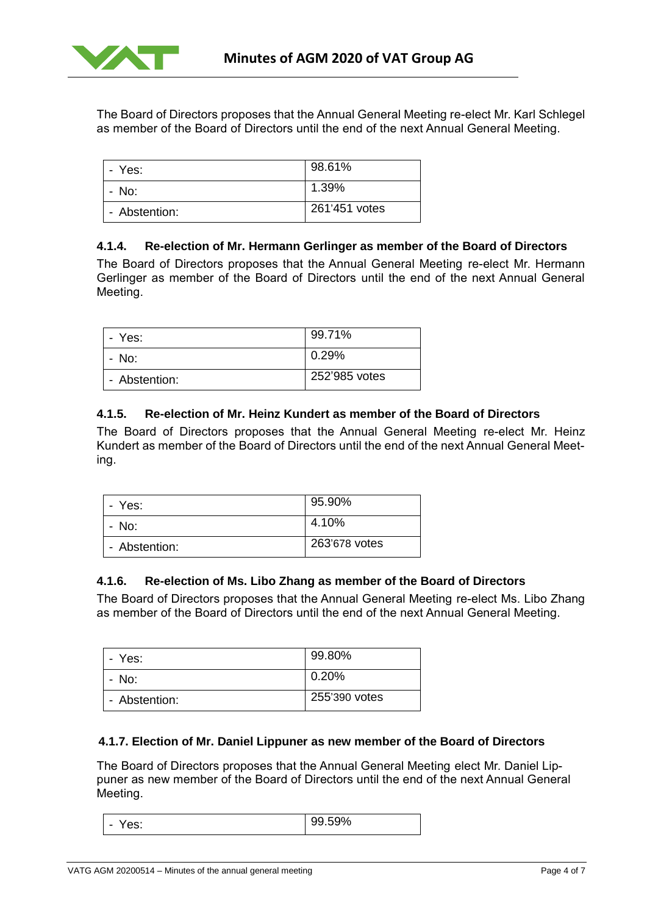The Board of Directors proposes that the Annual General Meeting re-elect Mr. Karl Schlegel as member of the Board of Directors until the end of the next Annual General Meeting.

| | |
|---|---|
| - Yes: | 98.61% |
| - No: | 1.39% |
| - Abstention: | 261'451 votes |

#### 4.1.4. Re-election of Mr. Hermann Gerlinger as member of the Board of Directors

The Board of Directors proposes that the Annual General Meeting re-elect Mr. Hermann Gerlinger as member of the Board of Directors until the end of the next Annual General Meeting.

| | |
|---|---|
| - Yes: | 99.71% |
| - No: | 0.29% |
| - Abstention: | 252'985 votes |

#### 4.1.5. Re-election of Mr. Heinz Kundert as member of the Board of Directors

The Board of Directors proposes that the Annual General Meeting re-elect Mr. Heinz Kundert as member of the Board of Directors until the end of the next Annual General Meeting.

| | |
|---|---|
| - Yes: | 95.90% |
| - No: | 4.10% |
| - Abstention: | 263'678 votes |

#### 4.1.6. Re-election of Ms. Libo Zhang as member of the Board of Directors

The Board of Directors proposes that the Annual General Meeting re-elect Ms. Libo Zhang as member of the Board of Directors until the end of the next Annual General Meeting.

| | |
|---|---|
| - Yes: | 99.80% |
| - No: | 0.20% |
| - Abstention: | 255'390 votes |

#### 4.1.7. Election of Mr. Daniel Lippuner as new member of the Board of Directors

The Board of Directors proposes that the Annual General Meeting elect Mr. Daniel Lippuner as new member of the Board of Directors until the end of the next Annual General Meeting.

| | |
|---|---|
| - Yes: | 99.59% |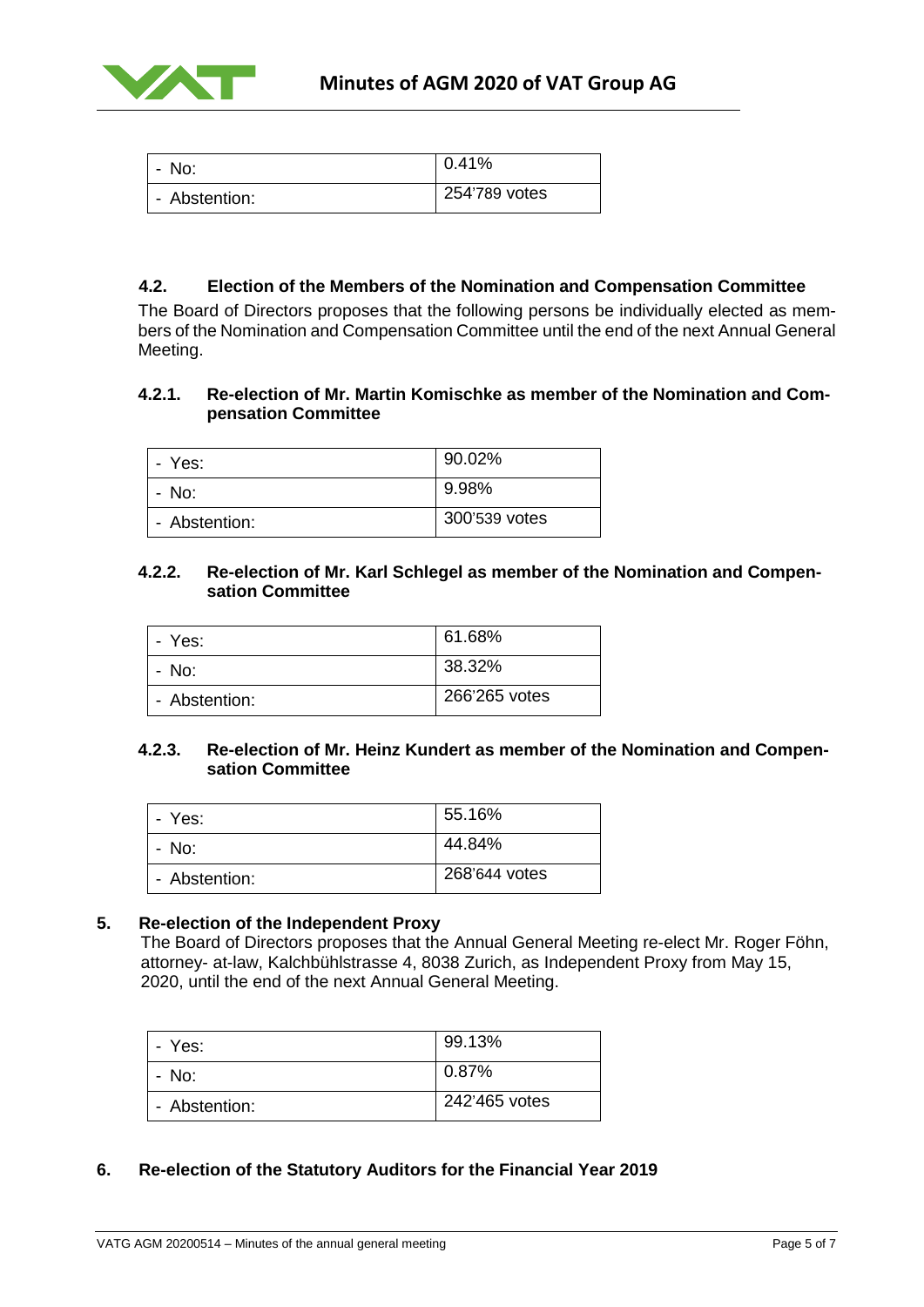| - No: | 0.41% |
|---|---|
| - Abstention: | 254'789 votes |

### 4.2. Election of the Members of the Nomination and Compensation Committee

The Board of Directors proposes that the following persons be individually elected as members of the Nomination and Compensation Committee until the end of the next Annual General Meeting.

#### 4.2.1. Re-election of Mr. Martin Komischke as member of the Nomination and Compensation Committee

| - Yes: | 90.02% |
|---|---|
| - No: | 9.98% |
| - Abstention: | 300'539 votes |

#### 4.2.2. Re-election of Mr. Karl Schlegel as member of the Nomination and Compensation Committee

| - Yes: | 61.68% |
|---|---|
| - No: | 38.32% |
| - Abstention: | 266'265 votes |

#### 4.2.3. Re-election of Mr. Heinz Kundert as member of the Nomination and Compensation Committee

| - Yes: | 55.16% |
|---|---|
| - No: | 44.84% |
| - Abstention: | 268'644 votes |

## 5. Re-election of the Independent Proxy

The Board of Directors proposes that the Annual General Meeting re-elect Mr. Roger Föhn, attorney- at-law, Kalchbühlstrasse 4, 8038 Zurich, as Independent Proxy from May 15, 2020, until the end of the next Annual General Meeting.

| - Yes: | 99.13% |
|---|---|
| - No: | 0.87% |
| - Abstention: | 242'465 votes |

## 6. Re-election of the Statutory Auditors for the Financial Year 2019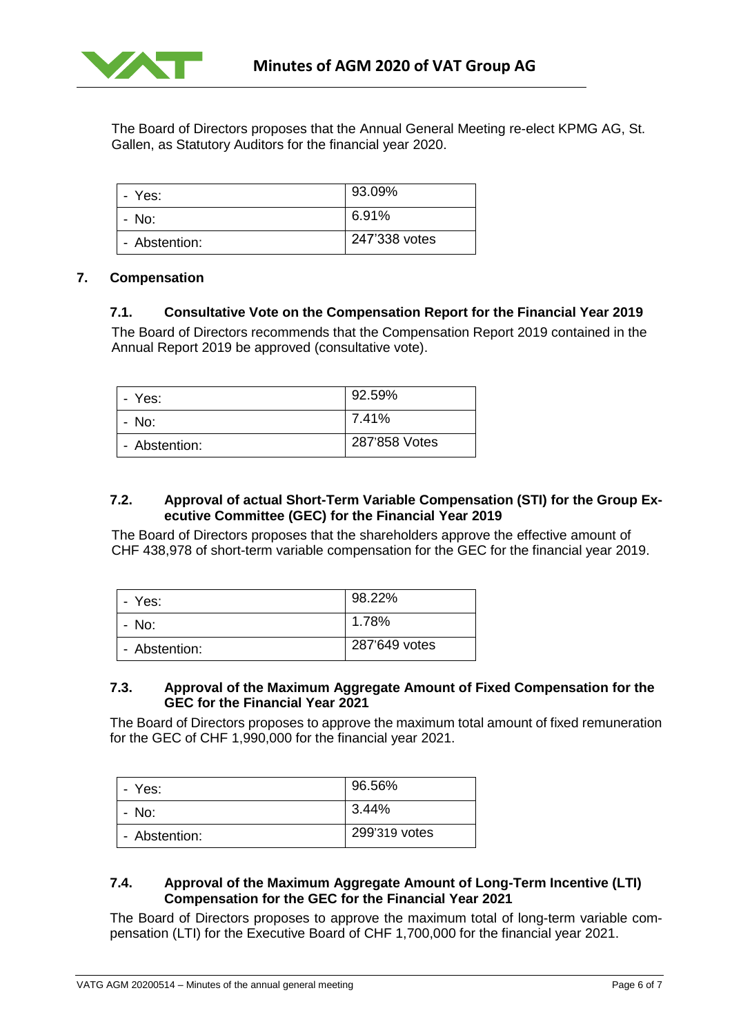The Board of Directors proposes that the Annual General Meeting re-elect KPMG AG, St. Gallen, as Statutory Auditors for the financial year 2020.

| - Yes: | 93.09% |
| --- | --- |
| - No: | 6.91% |
| - Abstention: | 247'338 votes |

## 7. Compensation

### 7.1. Consultative Vote on the Compensation Report for the Financial Year 2019

The Board of Directors recommends that the Compensation Report 2019 contained in the Annual Report 2019 be approved (consultative vote).

| - Yes: | 92.59% |
| --- | --- |
| - No: | 7.41% |
| - Abstention: | 287'858 Votes |

### 7.2. Approval of actual Short-Term Variable Compensation (STI) for the Group Executive Committee (GEC) for the Financial Year 2019

The Board of Directors proposes that the shareholders approve the effective amount of CHF 438,978 of short-term variable compensation for the GEC for the financial year 2019.

| - Yes: | 98.22% |
| --- | --- |
| - No: | 1.78% |
| - Abstention: | 287'649 votes |

### 7.3. Approval of the Maximum Aggregate Amount of Fixed Compensation for the GEC for the Financial Year 2021

The Board of Directors proposes to approve the maximum total amount of fixed remuneration for the GEC of CHF 1,990,000 for the financial year 2021.

| - Yes: | 96.56% |
| --- | --- |
| - No: | 3.44% |
| - Abstention: | 299'319 votes |

### 7.4. Approval of the Maximum Aggregate Amount of Long-Term Incentive (LTI) Compensation for the GEC for the Financial Year 2021

The Board of Directors proposes to approve the maximum total of long-term variable compensation (LTI) for the Executive Board of CHF 1,700,000 for the financial year 2021.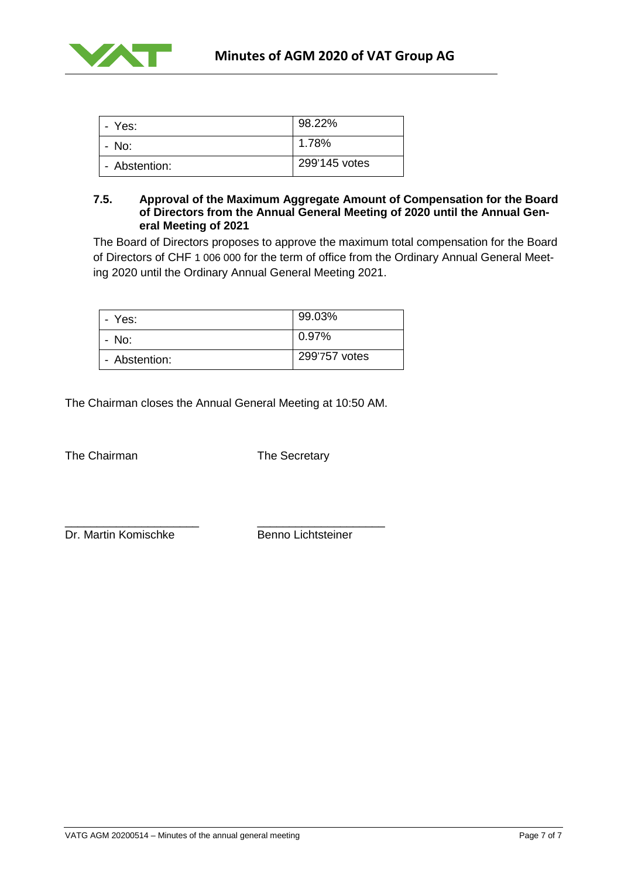| | |
|---|---|
| - Yes: | 98.22% |
| - No: | 1.78% |
| - Abstention: | 299'145 votes |

### 7.5. Approval of the Maximum Aggregate Amount of Compensation for the Board of Directors from the Annual General Meeting of 2020 until the Annual General Meeting of 2021

The Board of Directors proposes to approve the maximum total compensation for the Board of Directors of CHF 1 006 000 for the term of office from the Ordinary Annual General Meeting 2020 until the Ordinary Annual General Meeting 2021.

| | |
|---|---|
| - Yes: | 99.03% |
| - No: | 0.97% |
| - Abstention: | 299'757 votes |

The Chairman closes the Annual General Meeting at 10:50 AM.

The Chairman The Secretary

\_\_\_\_\_\_\_\_\_\_\_\_\_\_\_\_\_\_\_\_ \_\_\_\_\_\_\_\_\_\_\_\_\_\_\_\_\_\_\_\_

Dr. Martin Komischke Benno Lichtsteiner